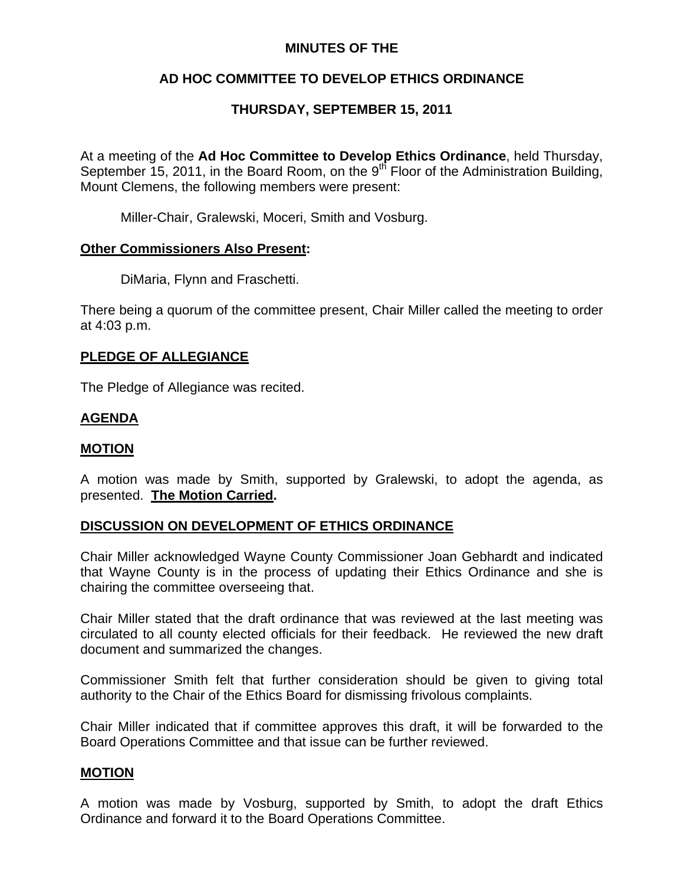**MINUTES OF THE**

**AD HOC COMMITTEE TO DEVELOP ETHICS ORDINANCE**

**THURSDAY, SEPTEMBER 15, 2011**

At a meeting of the **Ad Hoc Committee to Develop Ethics Ordinance**, held Thursday, September 15, 2011, in the Board Room, on the 9th Floor of the Administration Building, Mount Clemens, the following members were present:

Miller-Chair, Gralewski, Moceri, Smith and Vosburg.

**Other Commissioners Also Present:**

DiMaria, Flynn and Fraschetti.

There being a quorum of the committee present, Chair Miller called the meeting to order at 4:03 p.m.

**PLEDGE OF ALLEGIANCE**

The Pledge of Allegiance was recited.

**AGENDA**

**MOTION**

A motion was made by Smith, supported by Gralewski, to adopt the agenda, as presented. **The Motion Carried.**

**DISCUSSION ON DEVELOPMENT OF ETHICS ORDINANCE**

Chair Miller acknowledged Wayne County Commissioner Joan Gebhardt and indicated that Wayne County is in the process of updating their Ethics Ordinance and she is chairing the committee overseeing that.

Chair Miller stated that the draft ordinance that was reviewed at the last meeting was circulated to all county elected officials for their feedback. He reviewed the new draft document and summarized the changes.

Commissioner Smith felt that further consideration should be given to giving total authority to the Chair of the Ethics Board for dismissing frivolous complaints.

Chair Miller indicated that if committee approves this draft, it will be forwarded to the Board Operations Committee and that issue can be further reviewed.

**MOTION**

A motion was made by Vosburg, supported by Smith, to adopt the draft Ethics Ordinance and forward it to the Board Operations Committee.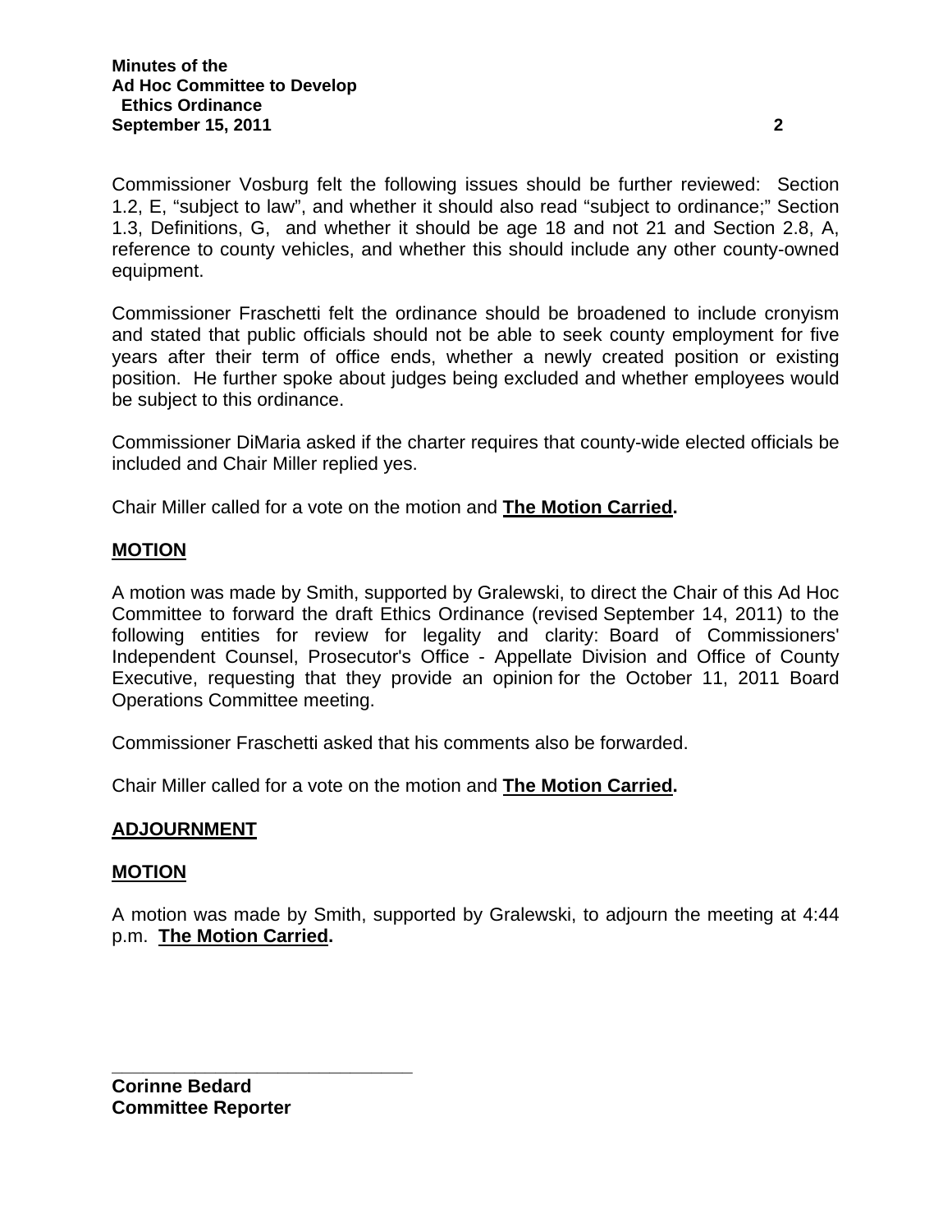Commissioner Vosburg felt the following issues should be further reviewed: Section 1.2, E, "subject to law", and whether it should also read "subject to ordinance;" Section 1.3, Definitions, G, and whether it should be age 18 and not 21 and Section 2.8, A, reference to county vehicles, and whether this should include any other county-owned equipment.

Commissioner Fraschetti felt the ordinance should be broadened to include cronyism and stated that public officials should not be able to seek county employment for five years after their term of office ends, whether a newly created position or existing position. He further spoke about judges being excluded and whether employees would be subject to this ordinance.

Commissioner DiMaria asked if the charter requires that county-wide elected officials be included and Chair Miller replied yes.

Chair Miller called for a vote on the motion and **The Motion Carried.**

**MOTION**

A motion was made by Smith, supported by Gralewski, to direct the Chair of this Ad Hoc Committee to forward the draft Ethics Ordinance (revised September 14, 2011) to the following entities for review for legality and clarity: Board of Commissioners' Independent Counsel, Prosecutor's Office - Appellate Division and Office of County Executive, requesting that they provide an opinion for the October 11, 2011 Board Operations Committee meeting.

Commissioner Fraschetti asked that his comments also be forwarded.

Chair Miller called for a vote on the motion and **The Motion Carried.**

**ADJOURNMENT**

**MOTION**

A motion was made by Smith, supported by Gralewski, to adjourn the meeting at 4:44 p.m. **The Motion Carried.**

\_\_\_\_\_\_\_\_\_\_\_\_\_\_\_\_\_\_\_\_\_\_\_\_\_\_\_\_\_\_

**Corinne Bedard**
**Committee Reporter**